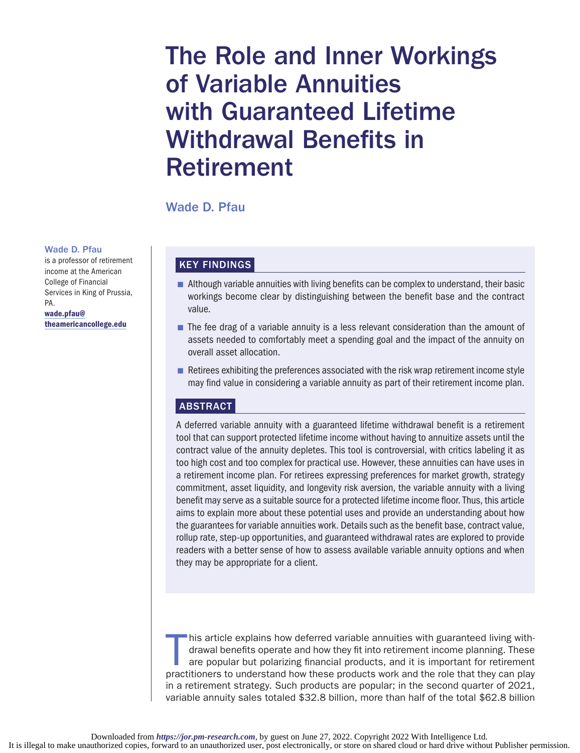# The Role and Inner Workings of Variable Annuities with Guaranteed Lifetime Withdrawal Benefits in Retirement

**Wade D. Pfau**

**Wade D. Pfau**
is a professor of retirement income at the American College of Financial Services in King of Prussia, PA.
wade.pfau@theamericancollege.edu

## KEY FINDINGS

- Although variable annuities with living benefits can be complex to understand, their basic workings become clear by distinguishing between the benefit base and the contract value.
- The fee drag of a variable annuity is a less relevant consideration than the amount of assets needed to comfortably meet a spending goal and the impact of the annuity on overall asset allocation.
- Retirees exhibiting the preferences associated with the risk wrap retirement income style may find value in considering a variable annuity as part of their retirement income plan.

## ABSTRACT

A deferred variable annuity with a guaranteed lifetime withdrawal benefit is a retirement tool that can support protected lifetime income without having to annuitize assets until the contract value of the annuity depletes. This tool is controversial, with critics labeling it as too high cost and too complex for practical use. However, these annuities can have uses in a retirement income plan. For retirees expressing preferences for market growth, strategy commitment, asset liquidity, and longevity risk aversion, the variable annuity with a living benefit may serve as a suitable source for a protected lifetime income floor. Thus, this article aims to explain more about these potential uses and provide an understanding about how the guarantees for variable annuities work. Details such as the benefit base, contract value, rollup rate, step-up opportunities, and guaranteed withdrawal rates are explored to provide readers with a better sense of how to assess available variable annuity options and when they may be appropriate for a client.

This article explains how deferred variable annuities with guaranteed living withdrawal benefits operate and how they fit into retirement income planning. These are popular but polarizing financial products, and it is important for retirement practitioners to understand how these products work and the role that they can play in a retirement strategy. Such products are popular; in the second quarter of 2021, variable annuity sales totaled $32.8 billion, more than half of the total $62.8 billion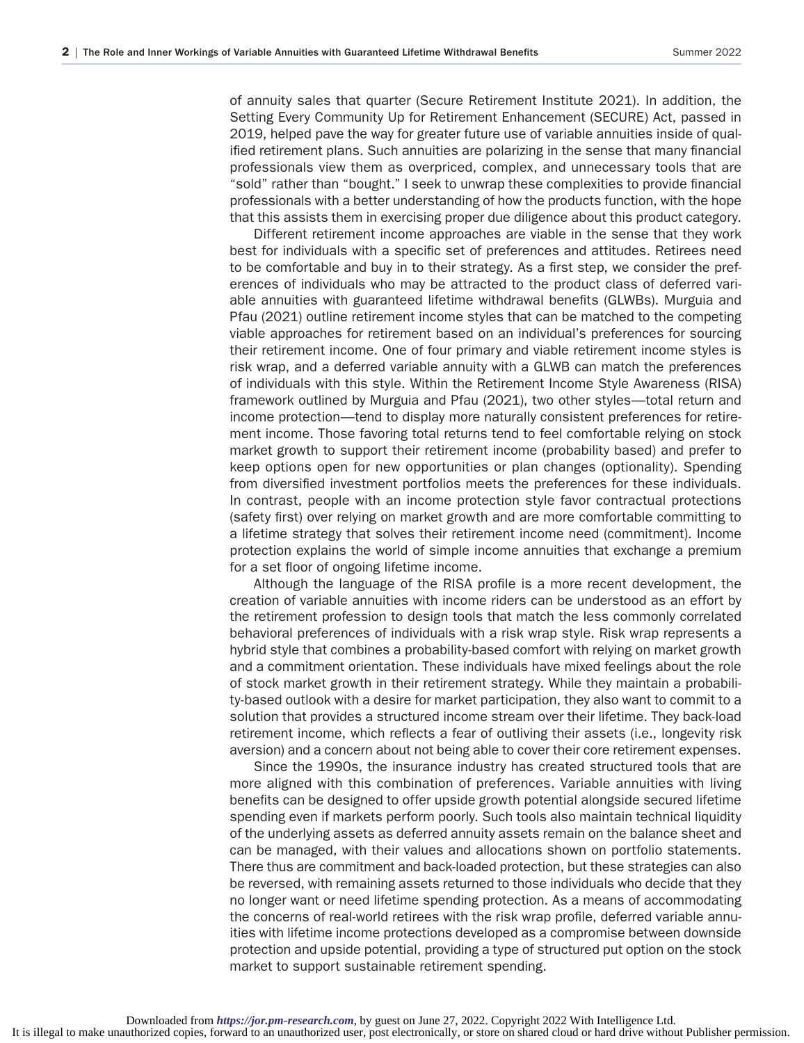of annuity sales that quarter (Secure Retirement Institute 2021). In addition, the Setting Every Community Up for Retirement Enhancement (SECURE) Act, passed in 2019, helped pave the way for greater future use of variable annuities inside of qualified retirement plans. Such annuities are polarizing in the sense that many financial professionals view them as overpriced, complex, and unnecessary tools that are "sold" rather than "bought." I seek to unwrap these complexities to provide financial professionals with a better understanding of how the products function, with the hope that this assists them in exercising proper due diligence about this product category.

Different retirement income approaches are viable in the sense that they work best for individuals with a specific set of preferences and attitudes. Retirees need to be comfortable and buy in to their strategy. As a first step, we consider the preferences of individuals who may be attracted to the product class of deferred variable annuities with guaranteed lifetime withdrawal benefits (GLWBs). Murguia and Pfau (2021) outline retirement income styles that can be matched to the competing viable approaches for retirement based on an individual's preferences for sourcing their retirement income. One of four primary and viable retirement income styles is risk wrap, and a deferred variable annuity with a GLWB can match the preferences of individuals with this style. Within the Retirement Income Style Awareness (RISA) framework outlined by Murguia and Pfau (2021), two other styles—total return and income protection—tend to display more naturally consistent preferences for retirement income. Those favoring total returns tend to feel comfortable relying on stock market growth to support their retirement income (probability based) and prefer to keep options open for new opportunities or plan changes (optionality). Spending from diversified investment portfolios meets the preferences for these individuals. In contrast, people with an income protection style favor contractual protections (safety first) over relying on market growth and are more comfortable committing to a lifetime strategy that solves their retirement income need (commitment). Income protection explains the world of simple income annuities that exchange a premium for a set floor of ongoing lifetime income.

Although the language of the RISA profile is a more recent development, the creation of variable annuities with income riders can be understood as an effort by the retirement profession to design tools that match the less commonly correlated behavioral preferences of individuals with a risk wrap style. Risk wrap represents a hybrid style that combines a probability-based comfort with relying on market growth and a commitment orientation. These individuals have mixed feelings about the role of stock market growth in their retirement strategy. While they maintain a probability-based outlook with a desire for market participation, they also want to commit to a solution that provides a structured income stream over their lifetime. They back-load retirement income, which reflects a fear of outliving their assets (i.e., longevity risk aversion) and a concern about not being able to cover their core retirement expenses.

Since the 1990s, the insurance industry has created structured tools that are more aligned with this combination of preferences. Variable annuities with living benefits can be designed to offer upside growth potential alongside secured lifetime spending even if markets perform poorly. Such tools also maintain technical liquidity of the underlying assets as deferred annuity assets remain on the balance sheet and can be managed, with their values and allocations shown on portfolio statements. There thus are commitment and back-loaded protection, but these strategies can also be reversed, with remaining assets returned to those individuals who decide that they no longer want or need lifetime spending protection. As a means of accommodating the concerns of real-world retirees with the risk wrap profile, deferred variable annuities with lifetime income protections developed as a compromise between downside protection and upside potential, providing a type of structured put option on the stock market to support sustainable retirement spending.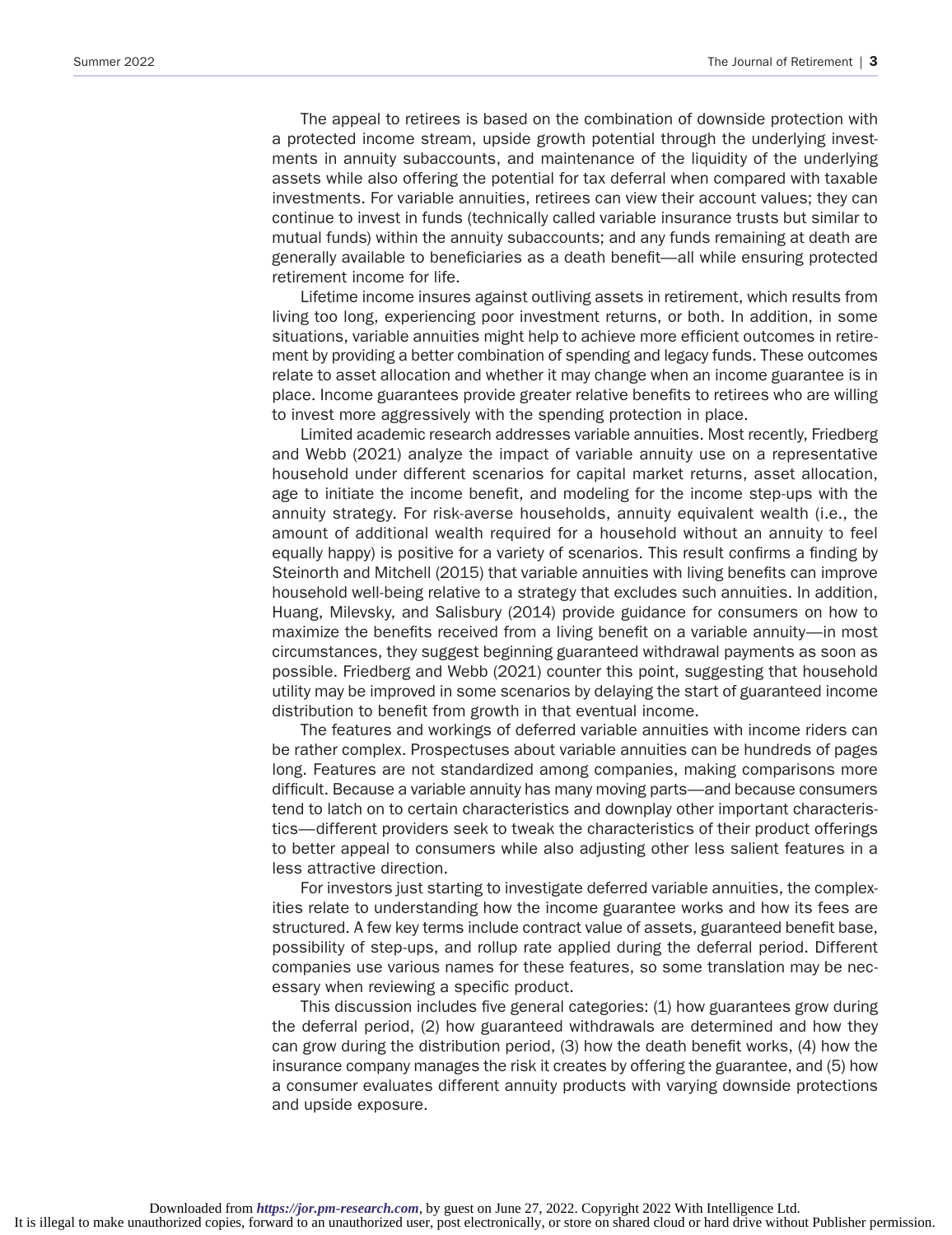The appeal to retirees is based on the combination of downside protection with a protected income stream, upside growth potential through the underlying investments in annuity subaccounts, and maintenance of the liquidity of the underlying assets while also offering the potential for tax deferral when compared with taxable investments. For variable annuities, retirees can view their account values; they can continue to invest in funds (technically called variable insurance trusts but similar to mutual funds) within the annuity subaccounts; and any funds remaining at death are generally available to beneficiaries as a death benefit—all while ensuring protected retirement income for life.

Lifetime income insures against outliving assets in retirement, which results from living too long, experiencing poor investment returns, or both. In addition, in some situations, variable annuities might help to achieve more efficient outcomes in retirement by providing a better combination of spending and legacy funds. These outcomes relate to asset allocation and whether it may change when an income guarantee is in place. Income guarantees provide greater relative benefits to retirees who are willing to invest more aggressively with the spending protection in place.

Limited academic research addresses variable annuities. Most recently, Friedberg and Webb (2021) analyze the impact of variable annuity use on a representative household under different scenarios for capital market returns, asset allocation, age to initiate the income benefit, and modeling for the income step-ups with the annuity strategy. For risk-averse households, annuity equivalent wealth (i.e., the amount of additional wealth required for a household without an annuity to feel equally happy) is positive for a variety of scenarios. This result confirms a finding by Steinorth and Mitchell (2015) that variable annuities with living benefits can improve household well-being relative to a strategy that excludes such annuities. In addition, Huang, Milevsky, and Salisbury (2014) provide guidance for consumers on how to maximize the benefits received from a living benefit on a variable annuity—in most circumstances, they suggest beginning guaranteed withdrawal payments as soon as possible. Friedberg and Webb (2021) counter this point, suggesting that household utility may be improved in some scenarios by delaying the start of guaranteed income distribution to benefit from growth in that eventual income.

The features and workings of deferred variable annuities with income riders can be rather complex. Prospectuses about variable annuities can be hundreds of pages long. Features are not standardized among companies, making comparisons more difficult. Because a variable annuity has many moving parts—and because consumers tend to latch on to certain characteristics and downplay other important characteristics—different providers seek to tweak the characteristics of their product offerings to better appeal to consumers while also adjusting other less salient features in a less attractive direction.

For investors just starting to investigate deferred variable annuities, the complexities relate to understanding how the income guarantee works and how its fees are structured. A few key terms include contract value of assets, guaranteed benefit base, possibility of step-ups, and rollup rate applied during the deferral period. Different companies use various names for these features, so some translation may be necessary when reviewing a specific product.

This discussion includes five general categories: (1) how guarantees grow during the deferral period, (2) how guaranteed withdrawals are determined and how they can grow during the distribution period, (3) how the death benefit works, (4) how the insurance company manages the risk it creates by offering the guarantee, and (5) how a consumer evaluates different annuity products with varying downside protections and upside exposure.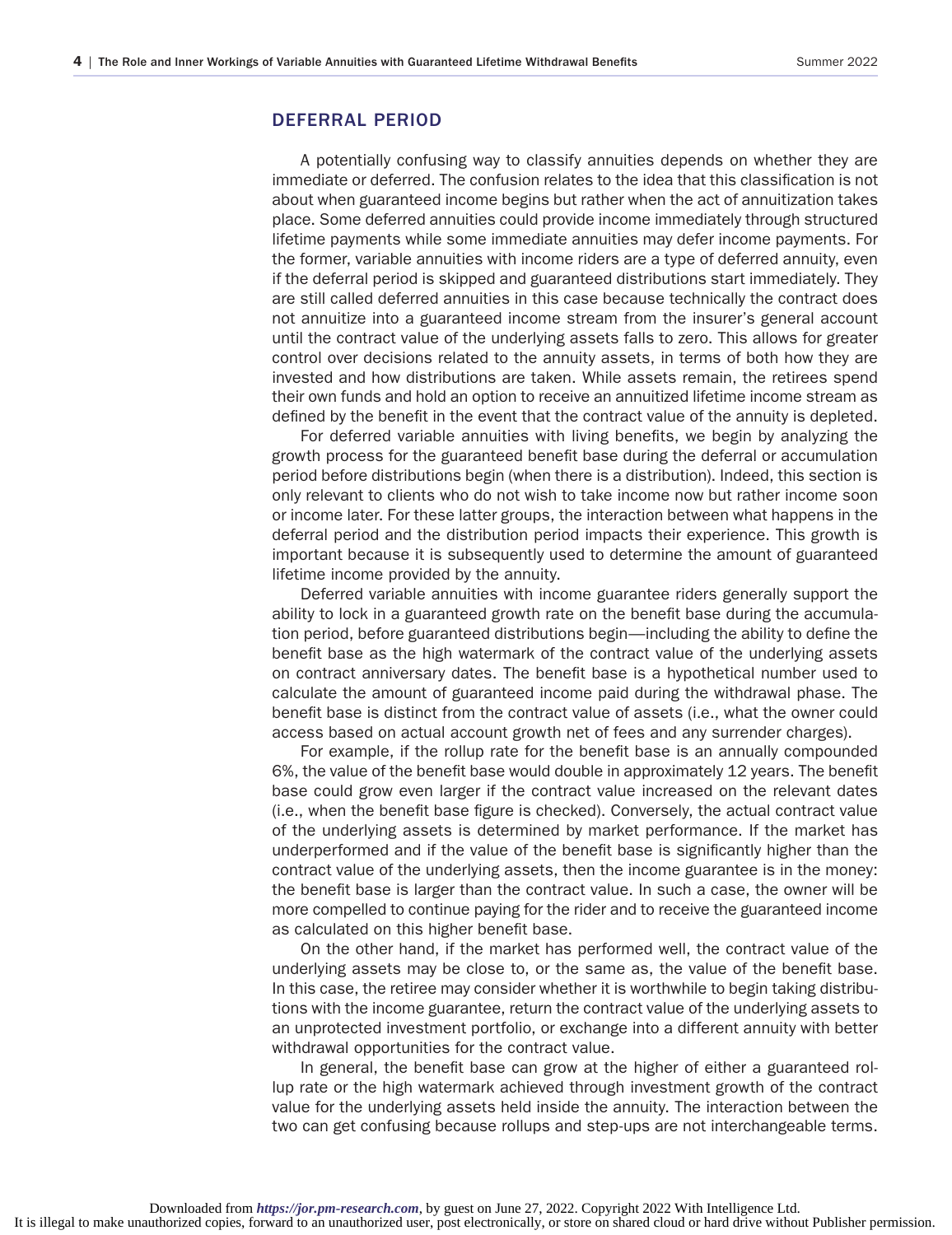## DEFERRAL PERIOD

A potentially confusing way to classify annuities depends on whether they are immediate or deferred. The confusion relates to the idea that this classification is not about when guaranteed income begins but rather when the act of annuitization takes place. Some deferred annuities could provide income immediately through structured lifetime payments while some immediate annuities may defer income payments. For the former, variable annuities with income riders are a type of deferred annuity, even if the deferral period is skipped and guaranteed distributions start immediately. They are still called deferred annuities in this case because technically the contract does not annuitize into a guaranteed income stream from the insurer's general account until the contract value of the underlying assets falls to zero. This allows for greater control over decisions related to the annuity assets, in terms of both how they are invested and how distributions are taken. While assets remain, the retirees spend their own funds and hold an option to receive an annuitized lifetime income stream as defined by the benefit in the event that the contract value of the annuity is depleted.

For deferred variable annuities with living benefits, we begin by analyzing the growth process for the guaranteed benefit base during the deferral or accumulation period before distributions begin (when there is a distribution). Indeed, this section is only relevant to clients who do not wish to take income now but rather income soon or income later. For these latter groups, the interaction between what happens in the deferral period and the distribution period impacts their experience. This growth is important because it is subsequently used to determine the amount of guaranteed lifetime income provided by the annuity.

Deferred variable annuities with income guarantee riders generally support the ability to lock in a guaranteed growth rate on the benefit base during the accumulation period, before guaranteed distributions begin—including the ability to define the benefit base as the high watermark of the contract value of the underlying assets on contract anniversary dates. The benefit base is a hypothetical number used to calculate the amount of guaranteed income paid during the withdrawal phase. The benefit base is distinct from the contract value of assets (i.e., what the owner could access based on actual account growth net of fees and any surrender charges).

For example, if the rollup rate for the benefit base is an annually compounded 6%, the value of the benefit base would double in approximately 12 years. The benefit base could grow even larger if the contract value increased on the relevant dates (i.e., when the benefit base figure is checked). Conversely, the actual contract value of the underlying assets is determined by market performance. If the market has underperformed and if the value of the benefit base is significantly higher than the contract value of the underlying assets, then the income guarantee is in the money: the benefit base is larger than the contract value. In such a case, the owner will be more compelled to continue paying for the rider and to receive the guaranteed income as calculated on this higher benefit base.

On the other hand, if the market has performed well, the contract value of the underlying assets may be close to, or the same as, the value of the benefit base. In this case, the retiree may consider whether it is worthwhile to begin taking distributions with the income guarantee, return the contract value of the underlying assets to an unprotected investment portfolio, or exchange into a different annuity with better withdrawal opportunities for the contract value.

In general, the benefit base can grow at the higher of either a guaranteed rollup rate or the high watermark achieved through investment growth of the contract value for the underlying assets held inside the annuity. The interaction between the two can get confusing because rollups and step-ups are not interchangeable terms.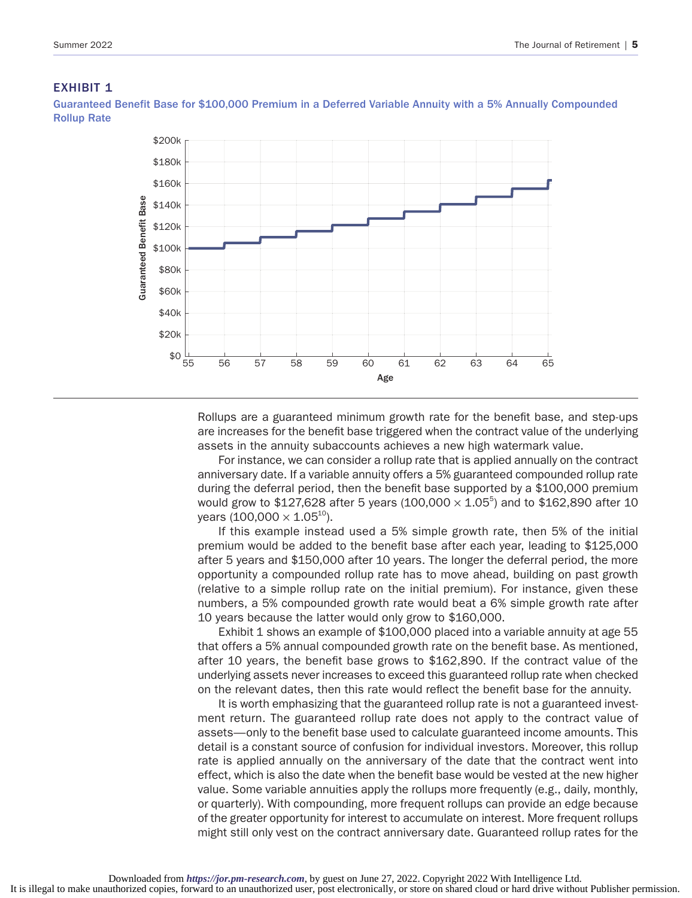### EXHIBIT 1

**Guaranteed Benefit Base for $100,000 Premium in a Deferred Variable Annuity with a 5% Annually Compounded Rollup Rate**

Rollups are a guaranteed minimum growth rate for the benefit base, and step-ups are increases for the benefit base triggered when the contract value of the underlying assets in the annuity subaccounts achieves a new high watermark value.

For instance, we can consider a rollup rate that is applied annually on the contract anniversary date. If a variable annuity offers a 5% guaranteed compounded rollup rate during the deferral period, then the benefit base supported by a $100,000 premium would grow to $127,628 after 5 years ($100{,}000 \times 1.05^5$) and to $162,890 after 10 years ($100{,}000 \times 1.05^{10}$).

If this example instead used a 5% simple growth rate, then 5% of the initial premium would be added to the benefit base after each year, leading to $125,000 after 5 years and $150,000 after 10 years. The longer the deferral period, the more opportunity a compounded rollup rate has to move ahead, building on past growth (relative to a simple rollup rate on the initial premium). For instance, given these numbers, a 5% compounded growth rate would beat a 6% simple growth rate after 10 years because the latter would only grow to $160,000.

Exhibit 1 shows an example of $100,000 placed into a variable annuity at age 55 that offers a 5% annual compounded growth rate on the benefit base. As mentioned, after 10 years, the benefit base grows to $162,890. If the contract value of the underlying assets never increases to exceed this guaranteed rollup rate when checked on the relevant dates, then this rate would reflect the benefit base for the annuity.

It is worth emphasizing that the guaranteed rollup rate is not a guaranteed investment return. The guaranteed rollup rate does not apply to the contract value of assets—only to the benefit base used to calculate guaranteed income amounts. This detail is a constant source of confusion for individual investors. Moreover, this rollup rate is applied annually on the anniversary of the date that the contract went into effect, which is also the date when the benefit base would be vested at the new higher value. Some variable annuities apply the rollups more frequently (e.g., daily, monthly, or quarterly). With compounding, more frequent rollups can provide an edge because of the greater opportunity for interest to accumulate on interest. More frequent rollups might still only vest on the contract anniversary date. Guaranteed rollup rates for the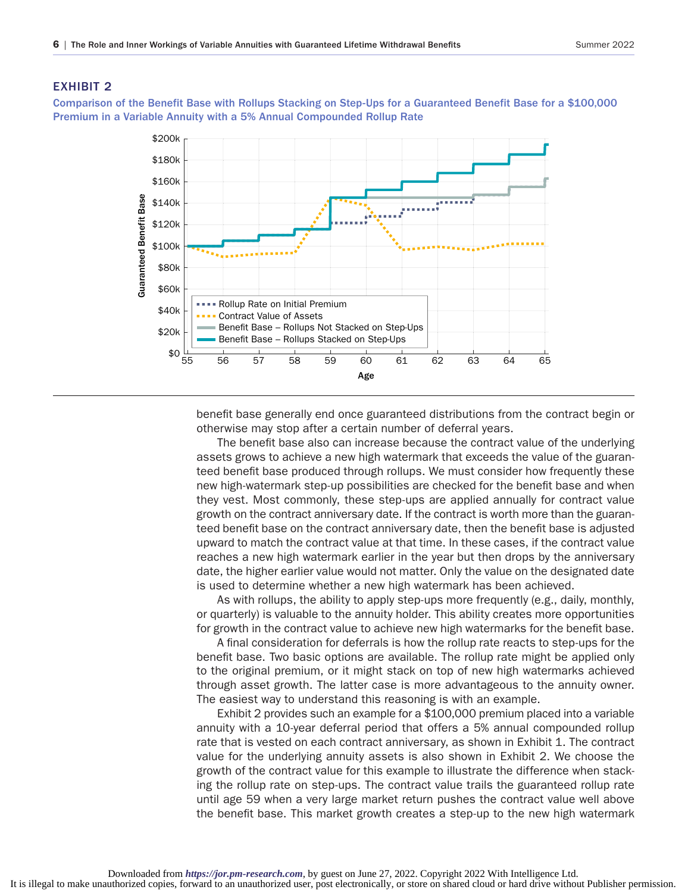## EXHIBIT 2

**Comparison of the Benefit Base with Rollups Stacking on Step-Ups for a Guaranteed Benefit Base for a $100,000 Premium in a Variable Annuity with a 5% Annual Compounded Rollup Rate**

benefit base generally end once guaranteed distributions from the contract begin or otherwise may stop after a certain number of deferral years.

The benefit base also can increase because the contract value of the underlying assets grows to achieve a new high watermark that exceeds the value of the guaranteed benefit base produced through rollups. We must consider how frequently these new high-watermark step-up possibilities are checked for the benefit base and when they vest. Most commonly, these step-ups are applied annually for contract value growth on the contract anniversary date. If the contract is worth more than the guaranteed benefit base on the contract anniversary date, then the benefit base is adjusted upward to match the contract value at that time. In these cases, if the contract value reaches a new high watermark earlier in the year but then drops by the anniversary date, the higher earlier value would not matter. Only the value on the designated date is used to determine whether a new high watermark has been achieved.

As with rollups, the ability to apply step-ups more frequently (e.g., daily, monthly, or quarterly) is valuable to the annuity holder. This ability creates more opportunities for growth in the contract value to achieve new high watermarks for the benefit base.

A final consideration for deferrals is how the rollup rate reacts to step-ups for the benefit base. Two basic options are available. The rollup rate might be applied only to the original premium, or it might stack on top of new high watermarks achieved through asset growth. The latter case is more advantageous to the annuity owner. The easiest way to understand this reasoning is with an example.

Exhibit 2 provides such an example for a $100,000 premium placed into a variable annuity with a 10-year deferral period that offers a 5% annual compounded rollup rate that is vested on each contract anniversary, as shown in Exhibit 1. The contract value for the underlying annuity assets is also shown in Exhibit 2. We choose the growth of the contract value for this example to illustrate the difference when stacking the rollup rate on step-ups. The contract value trails the guaranteed rollup rate until age 59 when a very large market return pushes the contract value well above the benefit base. This market growth creates a step-up to the new high watermark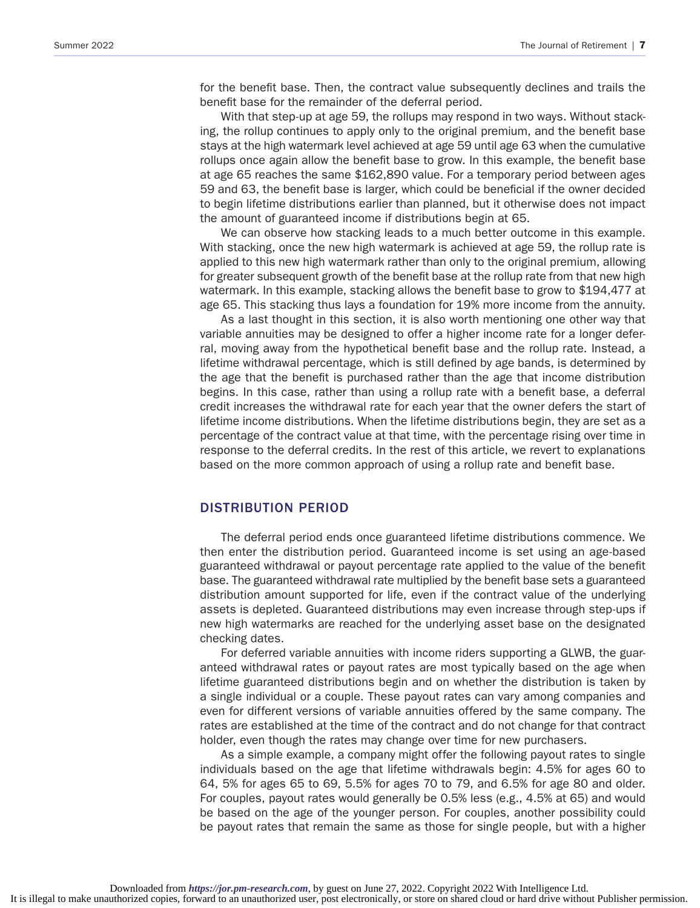for the benefit base. Then, the contract value subsequently declines and trails the benefit base for the remainder of the deferral period.

With that step-up at age 59, the rollups may respond in two ways. Without stacking, the rollup continues to apply only to the original premium, and the benefit base stays at the high watermark level achieved at age 59 until age 63 when the cumulative rollups once again allow the benefit base to grow. In this example, the benefit base at age 65 reaches the same $162,890 value. For a temporary period between ages 59 and 63, the benefit base is larger, which could be beneficial if the owner decided to begin lifetime distributions earlier than planned, but it otherwise does not impact the amount of guaranteed income if distributions begin at 65.

We can observe how stacking leads to a much better outcome in this example. With stacking, once the new high watermark is achieved at age 59, the rollup rate is applied to this new high watermark rather than only to the original premium, allowing for greater subsequent growth of the benefit base at the rollup rate from that new high watermark. In this example, stacking allows the benefit base to grow to $194,477 at age 65. This stacking thus lays a foundation for 19% more income from the annuity.

As a last thought in this section, it is also worth mentioning one other way that variable annuities may be designed to offer a higher income rate for a longer deferral, moving away from the hypothetical benefit base and the rollup rate. Instead, a lifetime withdrawal percentage, which is still defined by age bands, is determined by the age that the benefit is purchased rather than the age that income distribution begins. In this case, rather than using a rollup rate with a benefit base, a deferral credit increases the withdrawal rate for each year that the owner defers the start of lifetime income distributions. When the lifetime distributions begin, they are set as a percentage of the contract value at that time, with the percentage rising over time in response to the deferral credits. In the rest of this article, we revert to explanations based on the more common approach of using a rollup rate and benefit base.

## DISTRIBUTION PERIOD

The deferral period ends once guaranteed lifetime distributions commence. We then enter the distribution period. Guaranteed income is set using an age-based guaranteed withdrawal or payout percentage rate applied to the value of the benefit base. The guaranteed withdrawal rate multiplied by the benefit base sets a guaranteed distribution amount supported for life, even if the contract value of the underlying assets is depleted. Guaranteed distributions may even increase through step-ups if new high watermarks are reached for the underlying asset base on the designated checking dates.

For deferred variable annuities with income riders supporting a GLWB, the guaranteed withdrawal rates or payout rates are most typically based on the age when lifetime guaranteed distributions begin and on whether the distribution is taken by a single individual or a couple. These payout rates can vary among companies and even for different versions of variable annuities offered by the same company. The rates are established at the time of the contract and do not change for that contract holder, even though the rates may change over time for new purchasers.

As a simple example, a company might offer the following payout rates to single individuals based on the age that lifetime withdrawals begin: 4.5% for ages 60 to 64, 5% for ages 65 to 69, 5.5% for ages 70 to 79, and 6.5% for age 80 and older. For couples, payout rates would generally be 0.5% less (e.g., 4.5% at 65) and would be based on the age of the younger person. For couples, another possibility could be payout rates that remain the same as those for single people, but with a higher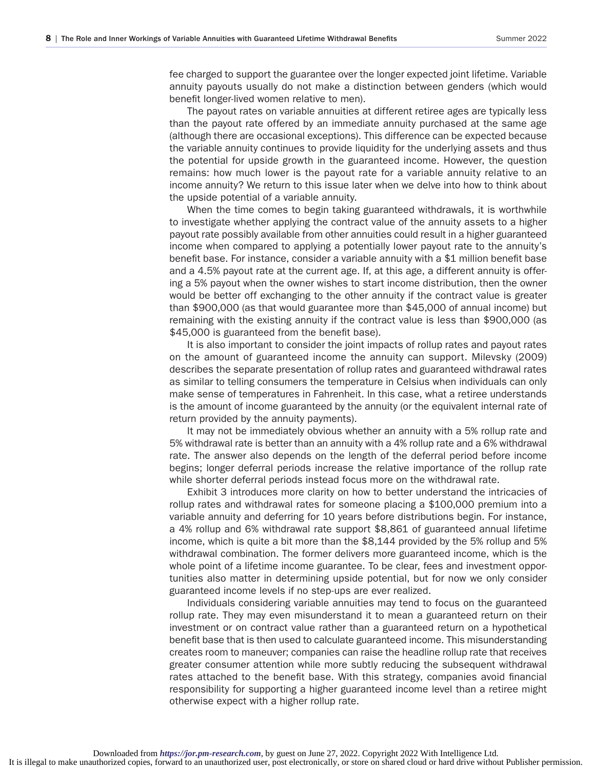fee charged to support the guarantee over the longer expected joint lifetime. Variable annuity payouts usually do not make a distinction between genders (which would benefit longer-lived women relative to men).

The payout rates on variable annuities at different retiree ages are typically less than the payout rate offered by an immediate annuity purchased at the same age (although there are occasional exceptions). This difference can be expected because the variable annuity continues to provide liquidity for the underlying assets and thus the potential for upside growth in the guaranteed income. However, the question remains: how much lower is the payout rate for a variable annuity relative to an income annuity? We return to this issue later when we delve into how to think about the upside potential of a variable annuity.

When the time comes to begin taking guaranteed withdrawals, it is worthwhile to investigate whether applying the contract value of the annuity assets to a higher payout rate possibly available from other annuities could result in a higher guaranteed income when compared to applying a potentially lower payout rate to the annuity's benefit base. For instance, consider a variable annuity with a $1 million benefit base and a 4.5% payout rate at the current age. If, at this age, a different annuity is offering a 5% payout when the owner wishes to start income distribution, then the owner would be better off exchanging to the other annuity if the contract value is greater than $900,000 (as that would guarantee more than $45,000 of annual income) but remaining with the existing annuity if the contract value is less than $900,000 (as $45,000 is guaranteed from the benefit base).

It is also important to consider the joint impacts of rollup rates and payout rates on the amount of guaranteed income the annuity can support. Milevsky (2009) describes the separate presentation of rollup rates and guaranteed withdrawal rates as similar to telling consumers the temperature in Celsius when individuals can only make sense of temperatures in Fahrenheit. In this case, what a retiree understands is the amount of income guaranteed by the annuity (or the equivalent internal rate of return provided by the annuity payments).

It may not be immediately obvious whether an annuity with a 5% rollup rate and 5% withdrawal rate is better than an annuity with a 4% rollup rate and a 6% withdrawal rate. The answer also depends on the length of the deferral period before income begins; longer deferral periods increase the relative importance of the rollup rate while shorter deferral periods instead focus more on the withdrawal rate.

Exhibit 3 introduces more clarity on how to better understand the intricacies of rollup rates and withdrawal rates for someone placing a $100,000 premium into a variable annuity and deferring for 10 years before distributions begin. For instance, a 4% rollup and 6% withdrawal rate support $8,861 of guaranteed annual lifetime income, which is quite a bit more than the $8,144 provided by the 5% rollup and 5% withdrawal combination. The former delivers more guaranteed income, which is the whole point of a lifetime income guarantee. To be clear, fees and investment opportunities also matter in determining upside potential, but for now we only consider guaranteed income levels if no step-ups are ever realized.

Individuals considering variable annuities may tend to focus on the guaranteed rollup rate. They may even misunderstand it to mean a guaranteed return on their investment or on contract value rather than a guaranteed return on a hypothetical benefit base that is then used to calculate guaranteed income. This misunderstanding creates room to maneuver; companies can raise the headline rollup rate that receives greater consumer attention while more subtly reducing the subsequent withdrawal rates attached to the benefit base. With this strategy, companies avoid financial responsibility for supporting a higher guaranteed income level than a retiree might otherwise expect with a higher rollup rate.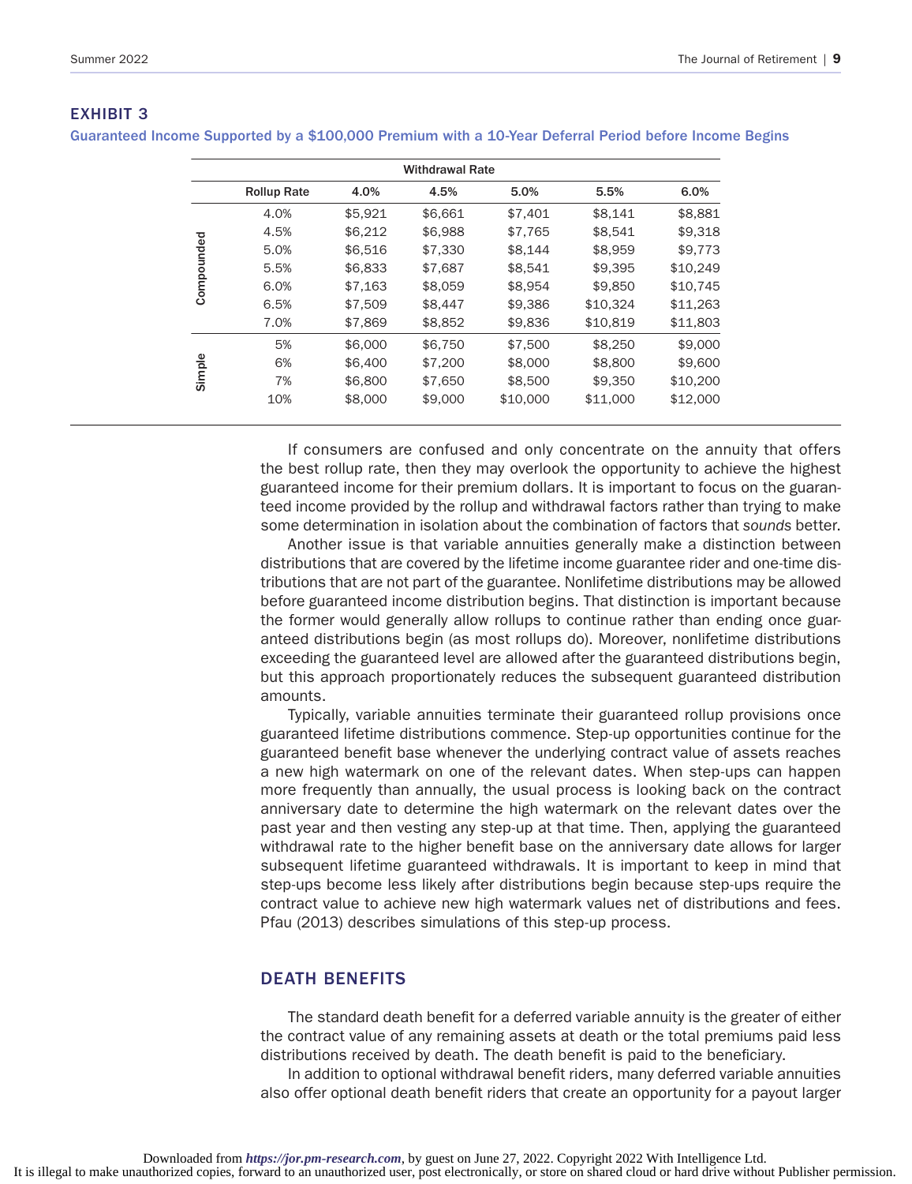## EXHIBIT 3

**Guaranteed Income Supported by a $100,000 Premium with a 10-Year Deferral Period before Income Begins**

| | | Withdrawal Rate | | | | |
|---|---|---|---|---|---|---|
| | Rollup Rate | 4.0% | 4.5% | 5.0% | 5.5% | 6.0% |
| Compounded | 4.0% | $5,921 | $6,661 | $7,401 | $8,141 | $8,881 |
| | 4.5% | $6,212 | $6,988 | $7,765 | $8,541 | $9,318 |
| | 5.0% | $6,516 | $7,330 | $8,144 | $8,959 | $9,773 |
| | 5.5% | $6,833 | $7,687 | $8,541 | $9,395 | $10,249 |
| | 6.0% | $7,163 | $8,059 | $8,954 | $9,850 | $10,745 |
| | 6.5% | $7,509 | $8,447 | $9,386 | $10,324 | $11,263 |
| | 7.0% | $7,869 | $8,852 | $9,836 | $10,819 | $11,803 |
| Simple | 5% | $6,000 | $6,750 | $7,500 | $8,250 | $9,000 |
| | 6% | $6,400 | $7,200 | $8,000 | $8,800 | $9,600 |
| | 7% | $6,800 | $7,650 | $8,500 | $9,350 | $10,200 |
| | 10% | $8,000 | $9,000 | $10,000 | $11,000 | $12,000 |

If consumers are confused and only concentrate on the annuity that offers the best rollup rate, then they may overlook the opportunity to achieve the highest guaranteed income for their premium dollars. It is important to focus on the guaranteed income provided by the rollup and withdrawal factors rather than trying to make some determination in isolation about the combination of factors that *sounds* better.

Another issue is that variable annuities generally make a distinction between distributions that are covered by the lifetime income guarantee rider and one-time distributions that are not part of the guarantee. Nonlifetime distributions may be allowed before guaranteed income distribution begins. That distinction is important because the former would generally allow rollups to continue rather than ending once guaranteed distributions begin (as most rollups do). Moreover, nonlifetime distributions exceeding the guaranteed level are allowed after the guaranteed distributions begin, but this approach proportionately reduces the subsequent guaranteed distribution amounts.

Typically, variable annuities terminate their guaranteed rollup provisions once guaranteed lifetime distributions commence. Step-up opportunities continue for the guaranteed benefit base whenever the underlying contract value of assets reaches a new high watermark on one of the relevant dates. When step-ups can happen more frequently than annually, the usual process is looking back on the contract anniversary date to determine the high watermark on the relevant dates over the past year and then vesting any step-up at that time. Then, applying the guaranteed withdrawal rate to the higher benefit base on the anniversary date allows for larger subsequent lifetime guaranteed withdrawals. It is important to keep in mind that step-ups become less likely after distributions begin because step-ups require the contract value to achieve new high watermark values net of distributions and fees. Pfau (2013) describes simulations of this step-up process.

## DEATH BENEFITS

The standard death benefit for a deferred variable annuity is the greater of either the contract value of any remaining assets at death or the total premiums paid less distributions received by death. The death benefit is paid to the beneficiary.

In addition to optional withdrawal benefit riders, many deferred variable annuities also offer optional death benefit riders that create an opportunity for a payout larger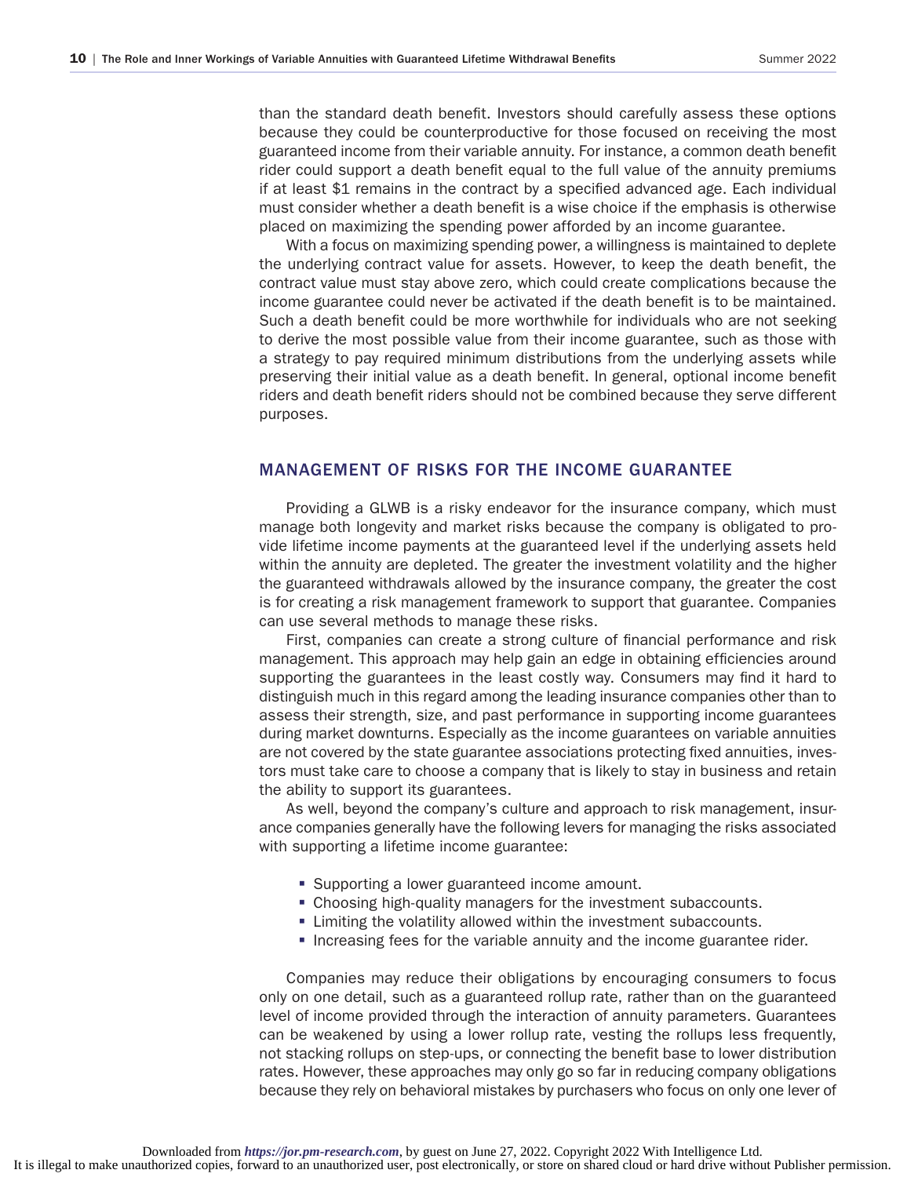than the standard death benefit. Investors should carefully assess these options because they could be counterproductive for those focused on receiving the most guaranteed income from their variable annuity. For instance, a common death benefit rider could support a death benefit equal to the full value of the annuity premiums if at least $1 remains in the contract by a specified advanced age. Each individual must consider whether a death benefit is a wise choice if the emphasis is otherwise placed on maximizing the spending power afforded by an income guarantee.

With a focus on maximizing spending power, a willingness is maintained to deplete the underlying contract value for assets. However, to keep the death benefit, the contract value must stay above zero, which could create complications because the income guarantee could never be activated if the death benefit is to be maintained. Such a death benefit could be more worthwhile for individuals who are not seeking to derive the most possible value from their income guarantee, such as those with a strategy to pay required minimum distributions from the underlying assets while preserving their initial value as a death benefit. In general, optional income benefit riders and death benefit riders should not be combined because they serve different purposes.

## MANAGEMENT OF RISKS FOR THE INCOME GUARANTEE

Providing a GLWB is a risky endeavor for the insurance company, which must manage both longevity and market risks because the company is obligated to provide lifetime income payments at the guaranteed level if the underlying assets held within the annuity are depleted. The greater the investment volatility and the higher the guaranteed withdrawals allowed by the insurance company, the greater the cost is for creating a risk management framework to support that guarantee. Companies can use several methods to manage these risks.

First, companies can create a strong culture of financial performance and risk management. This approach may help gain an edge in obtaining efficiencies around supporting the guarantees in the least costly way. Consumers may find it hard to distinguish much in this regard among the leading insurance companies other than to assess their strength, size, and past performance in supporting income guarantees during market downturns. Especially as the income guarantees on variable annuities are not covered by the state guarantee associations protecting fixed annuities, investors must take care to choose a company that is likely to stay in business and retain the ability to support its guarantees.

As well, beyond the company's culture and approach to risk management, insurance companies generally have the following levers for managing the risks associated with supporting a lifetime income guarantee:

- Supporting a lower guaranteed income amount.
- Choosing high-quality managers for the investment subaccounts.
- Limiting the volatility allowed within the investment subaccounts.
- Increasing fees for the variable annuity and the income guarantee rider.

Companies may reduce their obligations by encouraging consumers to focus only on one detail, such as a guaranteed rollup rate, rather than on the guaranteed level of income provided through the interaction of annuity parameters. Guarantees can be weakened by using a lower rollup rate, vesting the rollups less frequently, not stacking rollups on step-ups, or connecting the benefit base to lower distribution rates. However, these approaches may only go so far in reducing company obligations because they rely on behavioral mistakes by purchasers who focus on only one lever of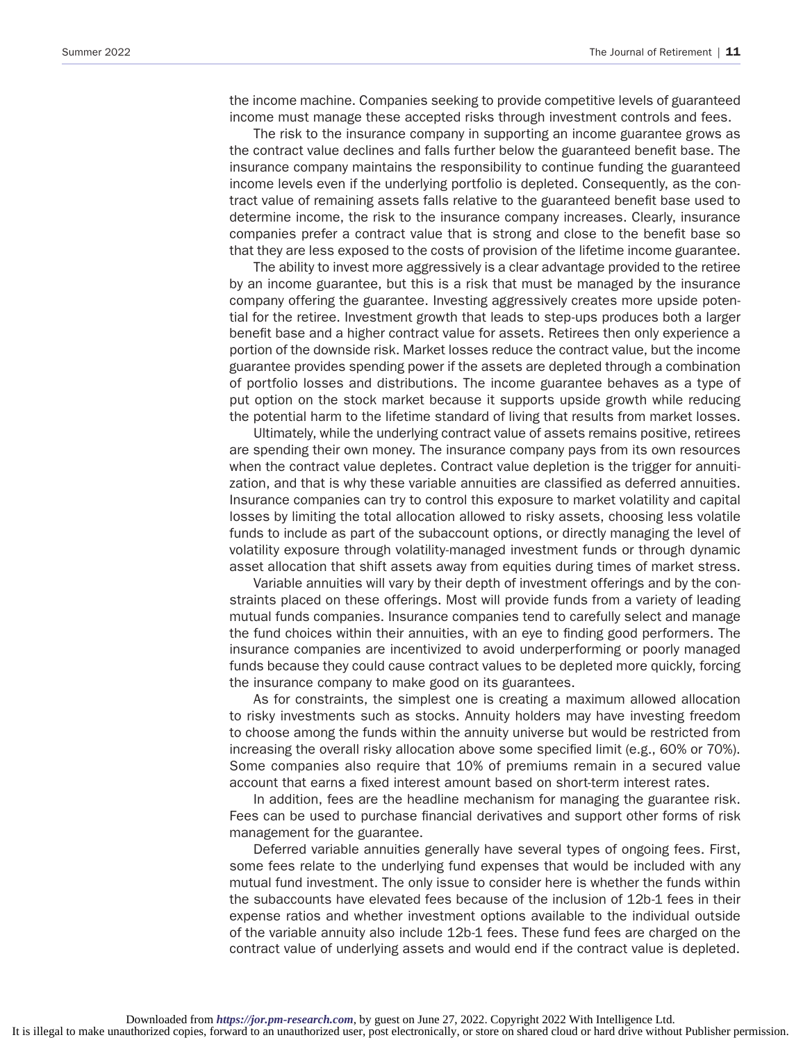the income machine. Companies seeking to provide competitive levels of guaranteed income must manage these accepted risks through investment controls and fees.

The risk to the insurance company in supporting an income guarantee grows as the contract value declines and falls further below the guaranteed benefit base. The insurance company maintains the responsibility to continue funding the guaranteed income levels even if the underlying portfolio is depleted. Consequently, as the contract value of remaining assets falls relative to the guaranteed benefit base used to determine income, the risk to the insurance company increases. Clearly, insurance companies prefer a contract value that is strong and close to the benefit base so that they are less exposed to the costs of provision of the lifetime income guarantee.

The ability to invest more aggressively is a clear advantage provided to the retiree by an income guarantee, but this is a risk that must be managed by the insurance company offering the guarantee. Investing aggressively creates more upside potential for the retiree. Investment growth that leads to step-ups produces both a larger benefit base and a higher contract value for assets. Retirees then only experience a portion of the downside risk. Market losses reduce the contract value, but the income guarantee provides spending power if the assets are depleted through a combination of portfolio losses and distributions. The income guarantee behaves as a type of put option on the stock market because it supports upside growth while reducing the potential harm to the lifetime standard of living that results from market losses.

Ultimately, while the underlying contract value of assets remains positive, retirees are spending their own money. The insurance company pays from its own resources when the contract value depletes. Contract value depletion is the trigger for annuitization, and that is why these variable annuities are classified as deferred annuities. Insurance companies can try to control this exposure to market volatility and capital losses by limiting the total allocation allowed to risky assets, choosing less volatile funds to include as part of the subaccount options, or directly managing the level of volatility exposure through volatility-managed investment funds or through dynamic asset allocation that shift assets away from equities during times of market stress.

Variable annuities will vary by their depth of investment offerings and by the constraints placed on these offerings. Most will provide funds from a variety of leading mutual funds companies. Insurance companies tend to carefully select and manage the fund choices within their annuities, with an eye to finding good performers. The insurance companies are incentivized to avoid underperforming or poorly managed funds because they could cause contract values to be depleted more quickly, forcing the insurance company to make good on its guarantees.

As for constraints, the simplest one is creating a maximum allowed allocation to risky investments such as stocks. Annuity holders may have investing freedom to choose among the funds within the annuity universe but would be restricted from increasing the overall risky allocation above some specified limit (e.g., 60% or 70%). Some companies also require that 10% of premiums remain in a secured value account that earns a fixed interest amount based on short-term interest rates.

In addition, fees are the headline mechanism for managing the guarantee risk. Fees can be used to purchase financial derivatives and support other forms of risk management for the guarantee.

Deferred variable annuities generally have several types of ongoing fees. First, some fees relate to the underlying fund expenses that would be included with any mutual fund investment. The only issue to consider here is whether the funds within the subaccounts have elevated fees because of the inclusion of 12b-1 fees in their expense ratios and whether investment options available to the individual outside of the variable annuity also include 12b-1 fees. These fund fees are charged on the contract value of underlying assets and would end if the contract value is depleted.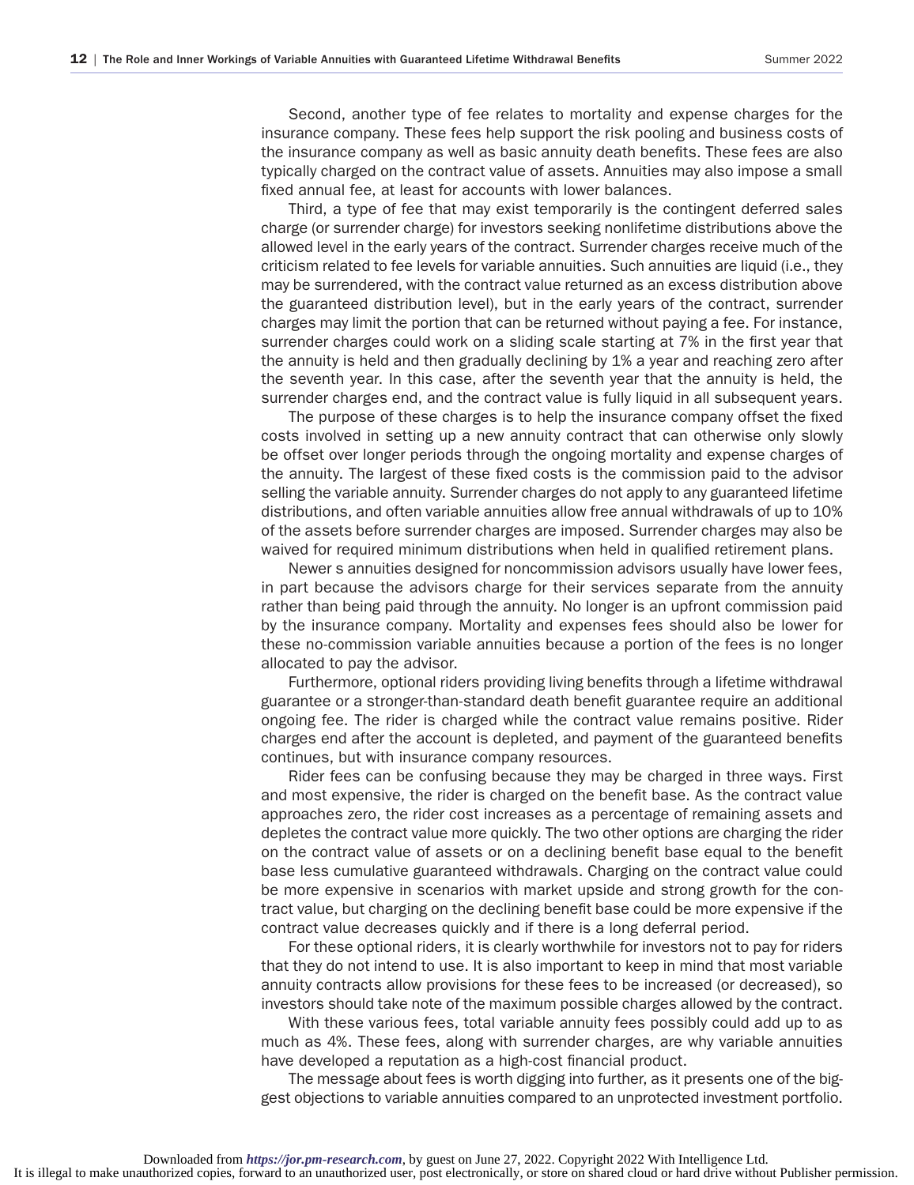Second, another type of fee relates to mortality and expense charges for the insurance company. These fees help support the risk pooling and business costs of the insurance company as well as basic annuity death benefits. These fees are also typically charged on the contract value of assets. Annuities may also impose a small fixed annual fee, at least for accounts with lower balances.

Third, a type of fee that may exist temporarily is the contingent deferred sales charge (or surrender charge) for investors seeking nonlifetime distributions above the allowed level in the early years of the contract. Surrender charges receive much of the criticism related to fee levels for variable annuities. Such annuities are liquid (i.e., they may be surrendered, with the contract value returned as an excess distribution above the guaranteed distribution level), but in the early years of the contract, surrender charges may limit the portion that can be returned without paying a fee. For instance, surrender charges could work on a sliding scale starting at 7% in the first year that the annuity is held and then gradually declining by 1% a year and reaching zero after the seventh year. In this case, after the seventh year that the annuity is held, the surrender charges end, and the contract value is fully liquid in all subsequent years.

The purpose of these charges is to help the insurance company offset the fixed costs involved in setting up a new annuity contract that can otherwise only slowly be offset over longer periods through the ongoing mortality and expense charges of the annuity. The largest of these fixed costs is the commission paid to the advisor selling the variable annuity. Surrender charges do not apply to any guaranteed lifetime distributions, and often variable annuities allow free annual withdrawals of up to 10% of the assets before surrender charges are imposed. Surrender charges may also be waived for required minimum distributions when held in qualified retirement plans.

Newer s annuities designed for noncommission advisors usually have lower fees, in part because the advisors charge for their services separate from the annuity rather than being paid through the annuity. No longer is an upfront commission paid by the insurance company. Mortality and expenses fees should also be lower for these no-commission variable annuities because a portion of the fees is no longer allocated to pay the advisor.

Furthermore, optional riders providing living benefits through a lifetime withdrawal guarantee or a stronger-than-standard death benefit guarantee require an additional ongoing fee. The rider is charged while the contract value remains positive. Rider charges end after the account is depleted, and payment of the guaranteed benefits continues, but with insurance company resources.

Rider fees can be confusing because they may be charged in three ways. First and most expensive, the rider is charged on the benefit base. As the contract value approaches zero, the rider cost increases as a percentage of remaining assets and depletes the contract value more quickly. The two other options are charging the rider on the contract value of assets or on a declining benefit base equal to the benefit base less cumulative guaranteed withdrawals. Charging on the contract value could be more expensive in scenarios with market upside and strong growth for the contract value, but charging on the declining benefit base could be more expensive if the contract value decreases quickly and if there is a long deferral period.

For these optional riders, it is clearly worthwhile for investors not to pay for riders that they do not intend to use. It is also important to keep in mind that most variable annuity contracts allow provisions for these fees to be increased (or decreased), so investors should take note of the maximum possible charges allowed by the contract.

With these various fees, total variable annuity fees possibly could add up to as much as 4%. These fees, along with surrender charges, are why variable annuities have developed a reputation as a high-cost financial product.

The message about fees is worth digging into further, as it presents one of the biggest objections to variable annuities compared to an unprotected investment portfolio.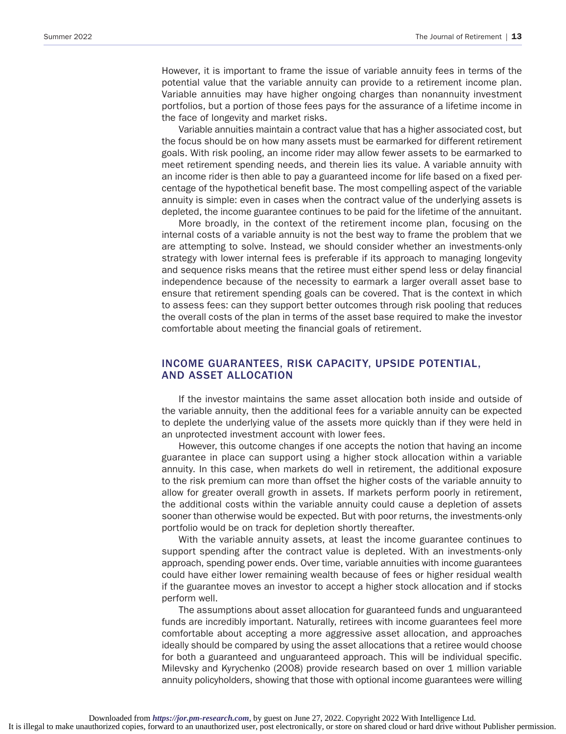However, it is important to frame the issue of variable annuity fees in terms of the potential value that the variable annuity can provide to a retirement income plan. Variable annuities may have higher ongoing charges than nonannuity investment portfolios, but a portion of those fees pays for the assurance of a lifetime income in the face of longevity and market risks.

Variable annuities maintain a contract value that has a higher associated cost, but the focus should be on how many assets must be earmarked for different retirement goals. With risk pooling, an income rider may allow fewer assets to be earmarked to meet retirement spending needs, and therein lies its value. A variable annuity with an income rider is then able to pay a guaranteed income for life based on a fixed percentage of the hypothetical benefit base. The most compelling aspect of the variable annuity is simple: even in cases when the contract value of the underlying assets is depleted, the income guarantee continues to be paid for the lifetime of the annuitant.

More broadly, in the context of the retirement income plan, focusing on the internal costs of a variable annuity is not the best way to frame the problem that we are attempting to solve. Instead, we should consider whether an investments-only strategy with lower internal fees is preferable if its approach to managing longevity and sequence risks means that the retiree must either spend less or delay financial independence because of the necessity to earmark a larger overall asset base to ensure that retirement spending goals can be covered. That is the context in which to assess fees: can they support better outcomes through risk pooling that reduces the overall costs of the plan in terms of the asset base required to make the investor comfortable about meeting the financial goals of retirement.

## INCOME GUARANTEES, RISK CAPACITY, UPSIDE POTENTIAL, AND ASSET ALLOCATION

If the investor maintains the same asset allocation both inside and outside of the variable annuity, then the additional fees for a variable annuity can be expected to deplete the underlying value of the assets more quickly than if they were held in an unprotected investment account with lower fees.

However, this outcome changes if one accepts the notion that having an income guarantee in place can support using a higher stock allocation within a variable annuity. In this case, when markets do well in retirement, the additional exposure to the risk premium can more than offset the higher costs of the variable annuity to allow for greater overall growth in assets. If markets perform poorly in retirement, the additional costs within the variable annuity could cause a depletion of assets sooner than otherwise would be expected. But with poor returns, the investments-only portfolio would be on track for depletion shortly thereafter.

With the variable annuity assets, at least the income guarantee continues to support spending after the contract value is depleted. With an investments-only approach, spending power ends. Over time, variable annuities with income guarantees could have either lower remaining wealth because of fees or higher residual wealth if the guarantee moves an investor to accept a higher stock allocation and if stocks perform well.

The assumptions about asset allocation for guaranteed funds and unguaranteed funds are incredibly important. Naturally, retirees with income guarantees feel more comfortable about accepting a more aggressive asset allocation, and approaches ideally should be compared by using the asset allocations that a retiree would choose for both a guaranteed and unguaranteed approach. This will be individual specific. Milevsky and Kyrychenko (2008) provide research based on over 1 million variable annuity policyholders, showing that those with optional income guarantees were willing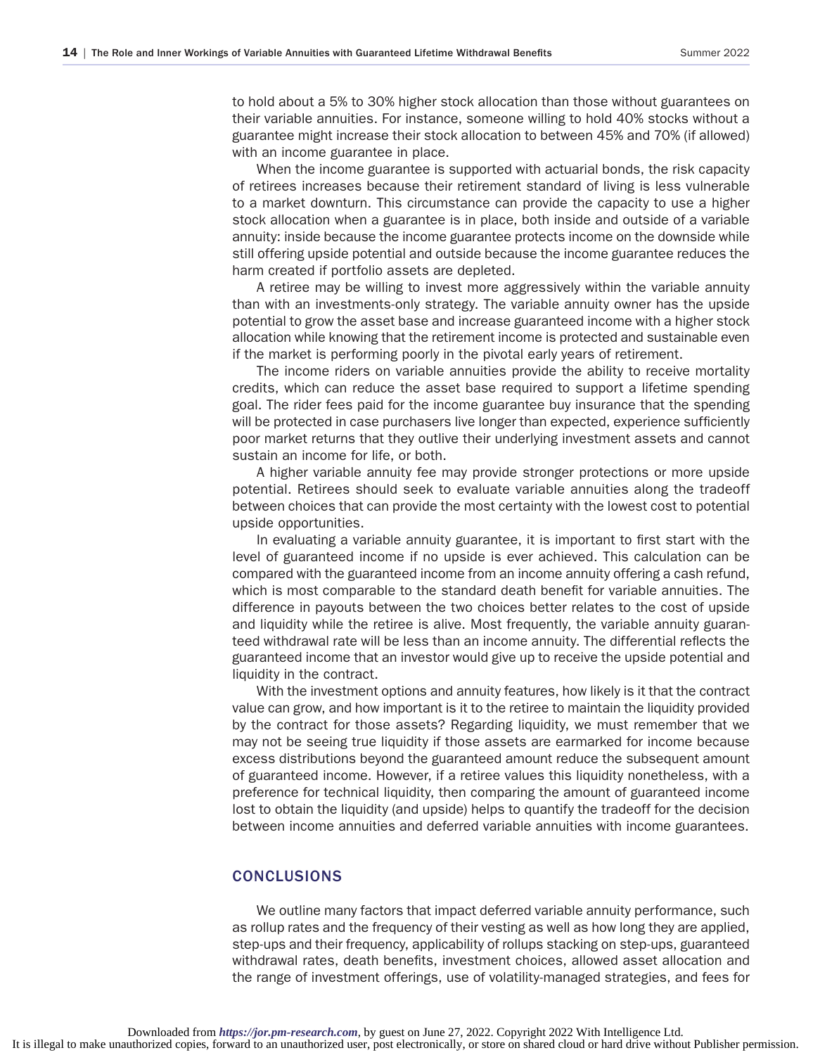to hold about a 5% to 30% higher stock allocation than those without guarantees on their variable annuities. For instance, someone willing to hold 40% stocks without a guarantee might increase their stock allocation to between 45% and 70% (if allowed) with an income guarantee in place.

When the income guarantee is supported with actuarial bonds, the risk capacity of retirees increases because their retirement standard of living is less vulnerable to a market downturn. This circumstance can provide the capacity to use a higher stock allocation when a guarantee is in place, both inside and outside of a variable annuity: inside because the income guarantee protects income on the downside while still offering upside potential and outside because the income guarantee reduces the harm created if portfolio assets are depleted.

A retiree may be willing to invest more aggressively within the variable annuity than with an investments-only strategy. The variable annuity owner has the upside potential to grow the asset base and increase guaranteed income with a higher stock allocation while knowing that the retirement income is protected and sustainable even if the market is performing poorly in the pivotal early years of retirement.

The income riders on variable annuities provide the ability to receive mortality credits, which can reduce the asset base required to support a lifetime spending goal. The rider fees paid for the income guarantee buy insurance that the spending will be protected in case purchasers live longer than expected, experience sufficiently poor market returns that they outlive their underlying investment assets and cannot sustain an income for life, or both.

A higher variable annuity fee may provide stronger protections or more upside potential. Retirees should seek to evaluate variable annuities along the tradeoff between choices that can provide the most certainty with the lowest cost to potential upside opportunities.

In evaluating a variable annuity guarantee, it is important to first start with the level of guaranteed income if no upside is ever achieved. This calculation can be compared with the guaranteed income from an income annuity offering a cash refund, which is most comparable to the standard death benefit for variable annuities. The difference in payouts between the two choices better relates to the cost of upside and liquidity while the retiree is alive. Most frequently, the variable annuity guaranteed withdrawal rate will be less than an income annuity. The differential reflects the guaranteed income that an investor would give up to receive the upside potential and liquidity in the contract.

With the investment options and annuity features, how likely is it that the contract value can grow, and how important is it to the retiree to maintain the liquidity provided by the contract for those assets? Regarding liquidity, we must remember that we may not be seeing true liquidity if those assets are earmarked for income because excess distributions beyond the guaranteed amount reduce the subsequent amount of guaranteed income. However, if a retiree values this liquidity nonetheless, with a preference for technical liquidity, then comparing the amount of guaranteed income lost to obtain the liquidity (and upside) helps to quantify the tradeoff for the decision between income annuities and deferred variable annuities with income guarantees.

## CONCLUSIONS

We outline many factors that impact deferred variable annuity performance, such as rollup rates and the frequency of their vesting as well as how long they are applied, step-ups and their frequency, applicability of rollups stacking on step-ups, guaranteed withdrawal rates, death benefits, investment choices, allowed asset allocation and the range of investment offerings, use of volatility-managed strategies, and fees for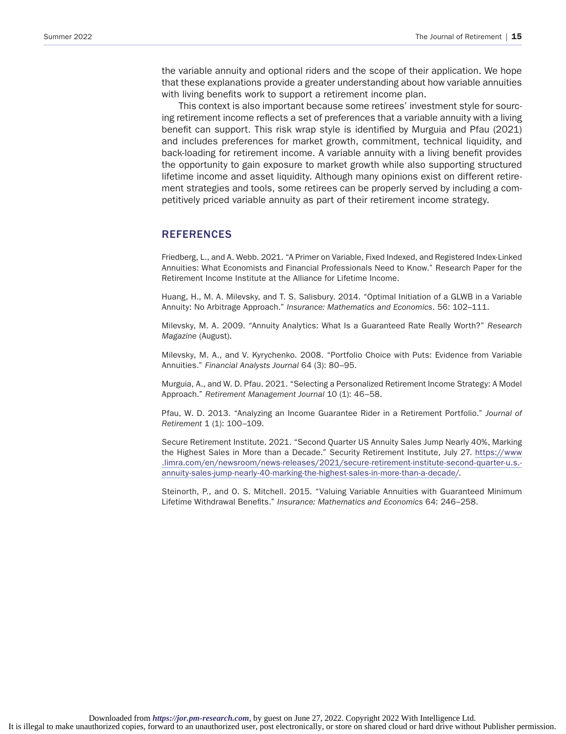the variable annuity and optional riders and the scope of their application. We hope that these explanations provide a greater understanding about how variable annuities with living benefits work to support a retirement income plan.

This context is also important because some retirees' investment style for sourcing retirement income reflects a set of preferences that a variable annuity with a living benefit can support. This risk wrap style is identified by Murguia and Pfau (2021) and includes preferences for market growth, commitment, technical liquidity, and back-loading for retirement income. A variable annuity with a living benefit provides the opportunity to gain exposure to market growth while also supporting structured lifetime income and asset liquidity. Although many opinions exist on different retirement strategies and tools, some retirees can be properly served by including a competitively priced variable annuity as part of their retirement income strategy.

## REFERENCES

Friedberg, L., and A. Webb. 2021. "A Primer on Variable, Fixed Indexed, and Registered Index-Linked Annuities: What Economists and Financial Professionals Need to Know." Research Paper for the Retirement Income Institute at the Alliance for Lifetime Income.

Huang, H., M. A. Milevsky, and T. S. Salisbury. 2014. "Optimal Initiation of a GLWB in a Variable Annuity: No Arbitrage Approach." *Insurance: Mathematics and Economics*. 56: 102–111.

Milevsky, M. A. 2009. "Annuity Analytics: What Is a Guaranteed Rate Really Worth?" *Research Magazine* (August).

Milevsky, M. A., and V. Kyrychenko. 2008. "Portfolio Choice with Puts: Evidence from Variable Annuities." *Financial Analysts Journal* 64 (3): 80–95.

Murguia, A., and W. D. Pfau. 2021. "Selecting a Personalized Retirement Income Strategy: A Model Approach." *Retirement Management Journal* 10 (1): 46–58.

Pfau, W. D. 2013. "Analyzing an Income Guarantee Rider in a Retirement Portfolio." *Journal of Retirement* 1 (1): 100–109.

Secure Retirement Institute. 2021. "Second Quarter US Annuity Sales Jump Nearly 40%, Marking the Highest Sales in More than a Decade." Security Retirement Institute, July 27. https://www.limra.com/en/newsroom/news-releases/2021/secure-retirement-institute-second-quarter-u.s.-annuity-sales-jump-nearly-40-marking-the-highest-sales-in-more-than-a-decade/.

Steinorth, P., and O. S. Mitchell. 2015. "Valuing Variable Annuities with Guaranteed Minimum Lifetime Withdrawal Benefits." *Insurance: Mathematics and Economics* 64: 246–258.